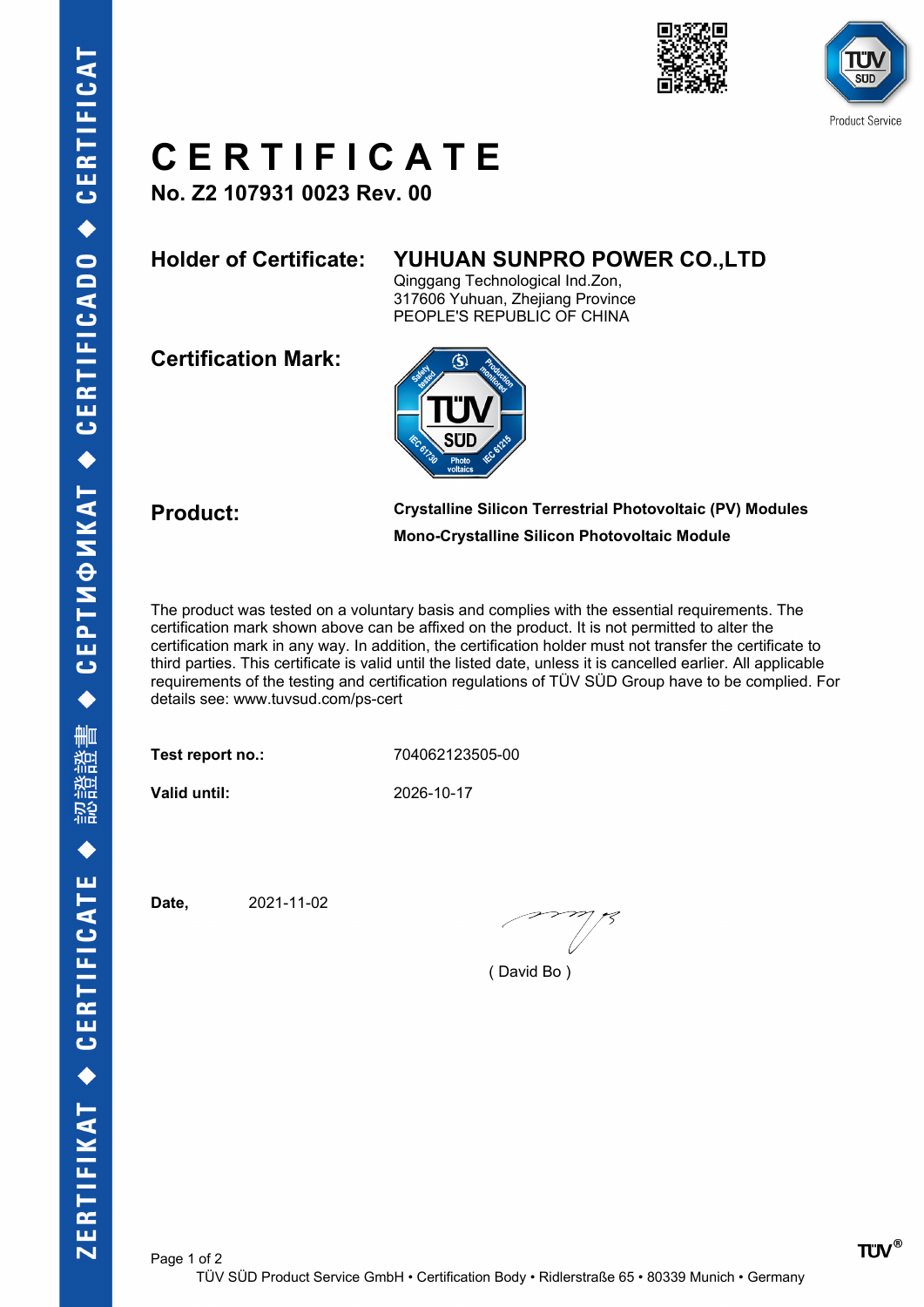# CERTIFICATE

**No. Z2 107931 0023 Rev. 00**

**Holder of Certificate:** **YUHUAN SUNPRO POWER CO.,LTD**
Qinggang Technological Ind.Zon,
317606 Yuhuan, Zhejiang Province
PEOPLE'S REPUBLIC OF CHINA

**Certification Mark:**

**Product:** **Crystalline Silicon Terrestrial Photovoltaic (PV) Modules**
**Mono-Crystalline Silicon Photovoltaic Module**

The product was tested on a voluntary basis and complies with the essential requirements. The certification mark shown above can be affixed on the product. It is not permitted to alter the certification mark in any way. In addition, the certification holder must not transfer the certificate to third parties. This certificate is valid until the listed date, unless it is cancelled earlier. All applicable requirements of the testing and certification regulations of TÜV SÜD Group have to be complied. For details see: www.tuvsud.com/ps-cert

**Test report no.:** 704062123505-00

**Valid until:** 2026-10-17

**Date,** 2021-11-02

( David Bo )

TÜV SÜD Product Service GmbH • Certification Body • Ridlerstraße 65 • 80339 Munich • Germany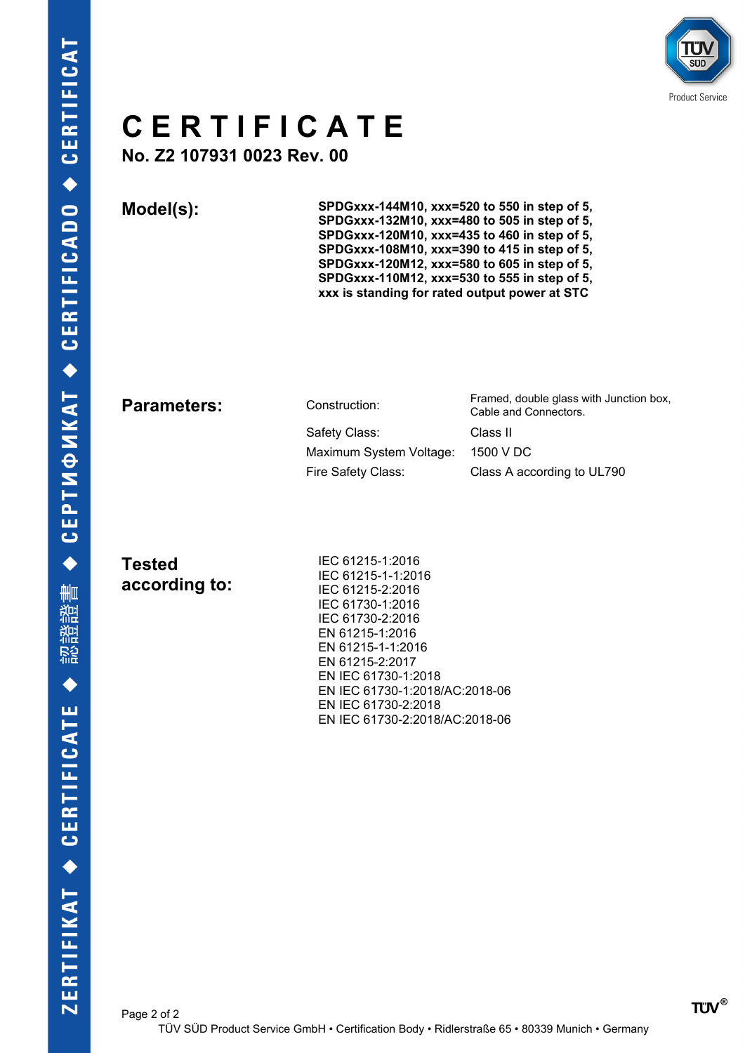# CERTIFICATE

**No. Z2 107931 0023 Rev. 00**

**Model(s):**

**SPDGxxx-144M10, xxx=520 to 550 in step of 5,**
**SPDGxxx-132M10, xxx=480 to 505 in step of 5,**
**SPDGxxx-120M10, xxx=435 to 460 in step of 5,**
**SPDGxxx-108M10, xxx=390 to 415 in step of 5,**
**SPDGxxx-120M12, xxx=580 to 605 in step of 5,**
**SPDGxxx-110M12, xxx=530 to 555 in step of 5,**
**xxx is standing for rated output power at STC**

**Parameters:**

| | |
|---|---|
| Construction: | Framed, double glass with Junction box, Cable and Connectors. |
| Safety Class: | Class II |
| Maximum System Voltage: | 1500 V DC |
| Fire Safety Class: | Class A according to UL790 |

**Tested according to:**

IEC 61215-1:2016
IEC 61215-1-1:2016
IEC 61215-2:2016
IEC 61730-1:2016
IEC 61730-2:2016
EN 61215-1:2016
EN 61215-1-1:2016
EN 61215-2:2017
EN IEC 61730-1:2018
EN IEC 61730-1:2018/AC:2018-06
EN IEC 61730-2:2018
EN IEC 61730-2:2018/AC:2018-06

TÜV SÜD Product Service GmbH • Certification Body • Ridlerstraße 65 • 80339 Munich • Germany